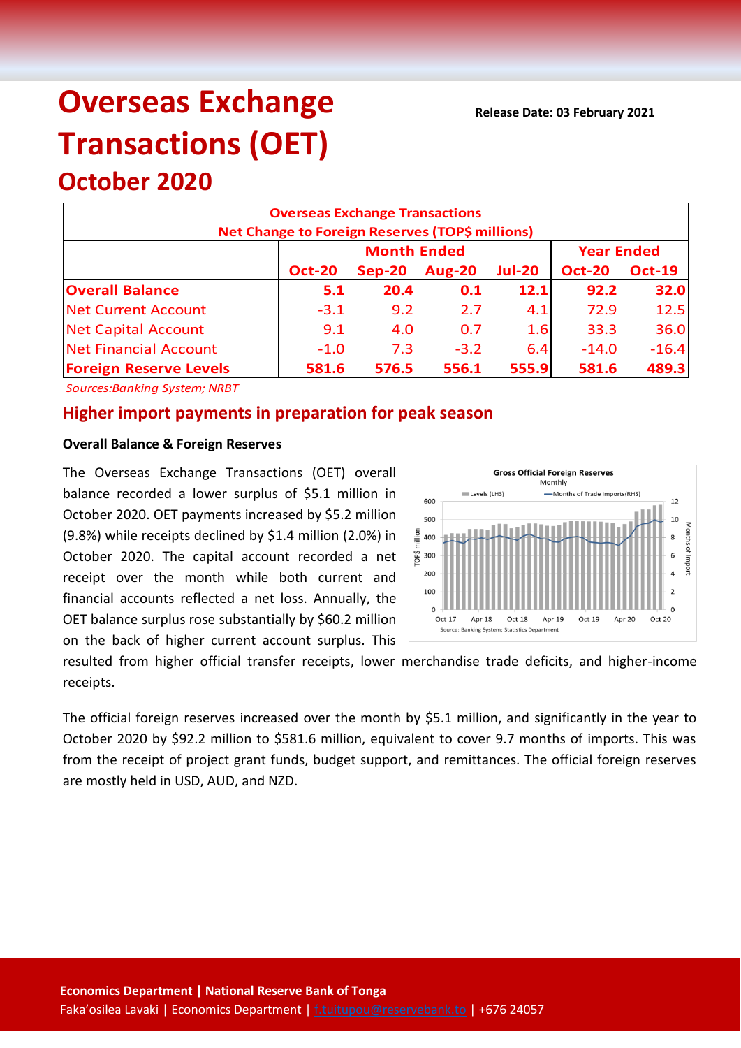# Overseas Exchange Transactions (OET)

## October 2020

**Release Date: 03 February 2021**

| Overseas Exchange Transactions<br>Net Change to Foreign Reserves (TOP$ millions) | | | | | | |
|---|---|---|---|---|---|---|
| | Month Ended | | | | Year Ended | |
| | Oct-20 | Sep-20 | Aug-20 | Jul-20 | Oct-20 | Oct-19 |
| **Overall Balance** | **5.1** | **20.4** | **0.1** | **12.1** | **92.2** | **32.0** |
| Net Current Account | -3.1 | 9.2 | 2.7 | 4.1 | 72.9 | 12.5 |
| Net Capital Account | 9.1 | 4.0 | 0.7 | 1.6 | 33.3 | 36.0 |
| Net Financial Account | -1.0 | 7.3 | -3.2 | 6.4 | -14.0 | -16.4 |
| **Foreign Reserve Levels** | **581.6** | **576.5** | **556.1** | **555.9** | **581.6** | **489.3** |

*Sources:Banking System; NRBT*

## Higher import payments in preparation for peak season

**Overall Balance & Foreign Reserves**

The Overseas Exchange Transactions (OET) overall balance recorded a lower surplus of $5.1 million in October 2020. OET payments increased by $5.2 million (9.8%) while receipts declined by $1.4 million (2.0%) in October 2020. The capital account recorded a net receipt over the month while both current and financial accounts reflected a net loss. Annually, the OET balance surplus rose substantially by $60.2 million on the back of higher current account surplus. This resulted from higher official transfer receipts, lower merchandise trade deficits, and higher-income receipts.

The official foreign reserves increased over the month by $5.1 million, and significantly in the year to October 2020 by $92.2 million to $581.6 million, equivalent to cover 9.7 months of imports. This was from the receipt of project grant funds, budget support, and remittances. The official foreign reserves are mostly held in USD, AUD, and NZD.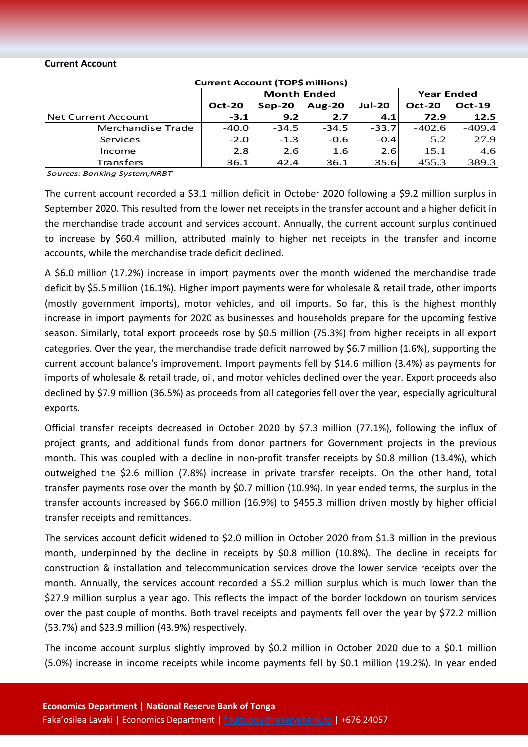**Current Account**

| Current Account (TOP$ millions) | | | | | | |
|---|---|---|---|---|---|---|
| | Month Ended | | | | Year Ended | |
| | Oct-20 | Sep-20 | Aug-20 | Jul-20 | Oct-20 | Oct-19 |
| Net Current Account | **-3.1** | **9.2** | **2.7** | **4.1** | **72.9** | **12.5** |
| Merchandise Trade | -40.0 | -34.5 | -34.5 | -33.7 | -402.6 | -409.4 |
| Services | -2.0 | -1.3 | -0.6 | -0.4 | 5.2 | 27.9 |
| Income | 2.8 | 2.6 | 1.6 | 2.6 | 15.1 | 4.6 |
| Transfers | 36.1 | 42.4 | 36.1 | 35.6 | 455.3 | 389.3 |

*Sources: Banking System;NRBT*

The current account recorded a $3.1 million deficit in October 2020 following a $9.2 million surplus in September 2020. This resulted from the lower net receipts in the transfer account and a higher deficit in the merchandise trade account and services account. Annually, the current account surplus continued to increase by $60.4 million, attributed mainly to higher net receipts in the transfer and income accounts, while the merchandise trade deficit declined.

A $6.0 million (17.2%) increase in import payments over the month widened the merchandise trade deficit by $5.5 million (16.1%). Higher import payments were for wholesale & retail trade, other imports (mostly government imports), motor vehicles, and oil imports. So far, this is the highest monthly increase in import payments for 2020 as businesses and households prepare for the upcoming festive season. Similarly, total export proceeds rose by $0.5 million (75.3%) from higher receipts in all export categories. Over the year, the merchandise trade deficit narrowed by $6.7 million (1.6%), supporting the current account balance's improvement. Import payments fell by $14.6 million (3.4%) as payments for imports of wholesale & retail trade, oil, and motor vehicles declined over the year. Export proceeds also declined by $7.9 million (36.5%) as proceeds from all categories fell over the year, especially agricultural exports.

Official transfer receipts decreased in October 2020 by $7.3 million (77.1%), following the influx of project grants, and additional funds from donor partners for Government projects in the previous month. This was coupled with a decline in non-profit transfer receipts by $0.8 million (13.4%), which outweighed the $2.6 million (7.8%) increase in private transfer receipts. On the other hand, total transfer payments rose over the month by $0.7 million (10.9%). In year ended terms, the surplus in the transfer accounts increased by $66.0 million (16.9%) to $455.3 million driven mostly by higher official transfer receipts and remittances.

The services account deficit widened to $2.0 million in October 2020 from $1.3 million in the previous month, underpinned by the decline in receipts by $0.8 million (10.8%). The decline in receipts for construction & installation and telecommunication services drove the lower service receipts over the month. Annually, the services account recorded a $5.2 million surplus which is much lower than the $27.9 million surplus a year ago. This reflects the impact of the border lockdown on tourism services over the past couple of months. Both travel receipts and payments fell over the year by $72.2 million (53.7%) and $23.9 million (43.9%) respectively.

The income account surplus slightly improved by $0.2 million in October 2020 due to a $0.1 million (5.0%) increase in income receipts while income payments fell by $0.1 million (19.2%). In year ended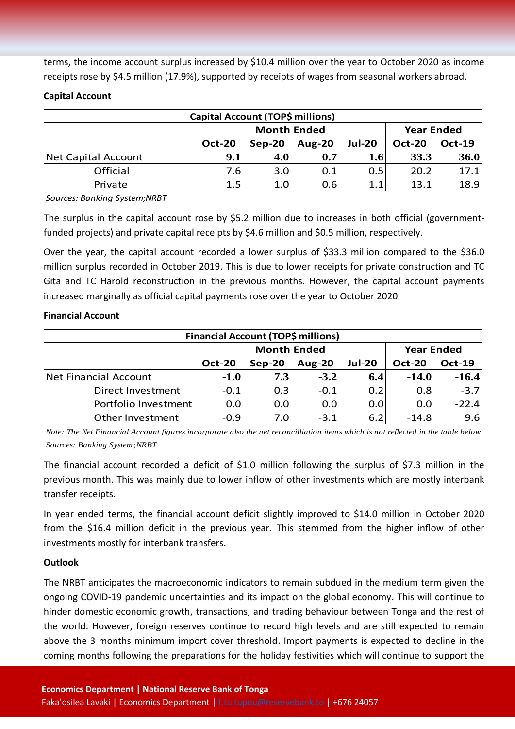terms, the income account surplus increased by $10.4 million over the year to October 2020 as income receipts rose by $4.5 million (17.9%), supported by receipts of wages from seasonal workers abroad.

**Capital Account**

| Capital Account (TOP$ millions) | | | | | | |
|---|---|---|---|---|---|---|
| | Month Ended | | | | Year Ended | |
| | Oct-20 | Sep-20 | Aug-20 | Jul-20 | Oct-20 | Oct-19 |
| Net Capital Account | **9.1** | **4.0** | **0.7** | **1.6** | **33.3** | **36.0** |
| Official | 7.6 | 3.0 | 0.1 | 0.5 | 20.2 | 17.1 |
| Private | 1.5 | 1.0 | 0.6 | 1.1 | 13.1 | 18.9 |

*Sources: Banking System;NRBT*

The surplus in the capital account rose by $5.2 million due to increases in both official (government-funded projects) and private capital receipts by $4.6 million and $0.5 million, respectively.

Over the year, the capital account recorded a lower surplus of $33.3 million compared to the $36.0 million surplus recorded in October 2019. This is due to lower receipts for private construction and TC Gita and TC Harold reconstruction in the previous months. However, the capital account payments increased marginally as official capital payments rose over the year to October 2020.

**Financial Account**

| Financial Account (TOP$ millions) | | | | | | |
|---|---|---|---|---|---|---|
| | Month Ended | | | | Year Ended | |
| | Oct-20 | Sep-20 | Aug-20 | Jul-20 | Oct-20 | Oct-19 |
| Net Financial Account | **-1.0** | **7.3** | **-3.2** | **6.4** | **-14.0** | **-16.4** |
| Direct Investment | -0.1 | 0.3 | -0.1 | 0.2 | 0.8 | -3.7 |
| Portfolio Investment | 0.0 | 0.0 | 0.0 | 0.0 | 0.0 | -22.4 |
| Other Investment | -0.9 | 7.0 | -3.1 | 6.2 | -14.8 | 9.6 |

*Note: The Net Financial Account figures incorporate also the net reconcilliation items which is not reflected in the table below*

*Sources: Banking System;NRBT*

The financial account recorded a deficit of $1.0 million following the surplus of $7.3 million in the previous month. This was mainly due to lower inflow of other investments which are mostly interbank transfer receipts.

In year ended terms, the financial account deficit slightly improved to $14.0 million in October 2020 from the $16.4 million deficit in the previous year. This stemmed from the higher inflow of other investments mostly for interbank transfers.

**Outlook**

The NRBT anticipates the macroeconomic indicators to remain subdued in the medium term given the ongoing COVID-19 pandemic uncertainties and its impact on the global economy. This will continue to hinder domestic economic growth, transactions, and trading behaviour between Tonga and the rest of the world. However, foreign reserves continue to record high levels and are still expected to remain above the 3 months minimum import cover threshold. Import payments is expected to decline in the coming months following the preparations for the holiday festivities which will continue to support the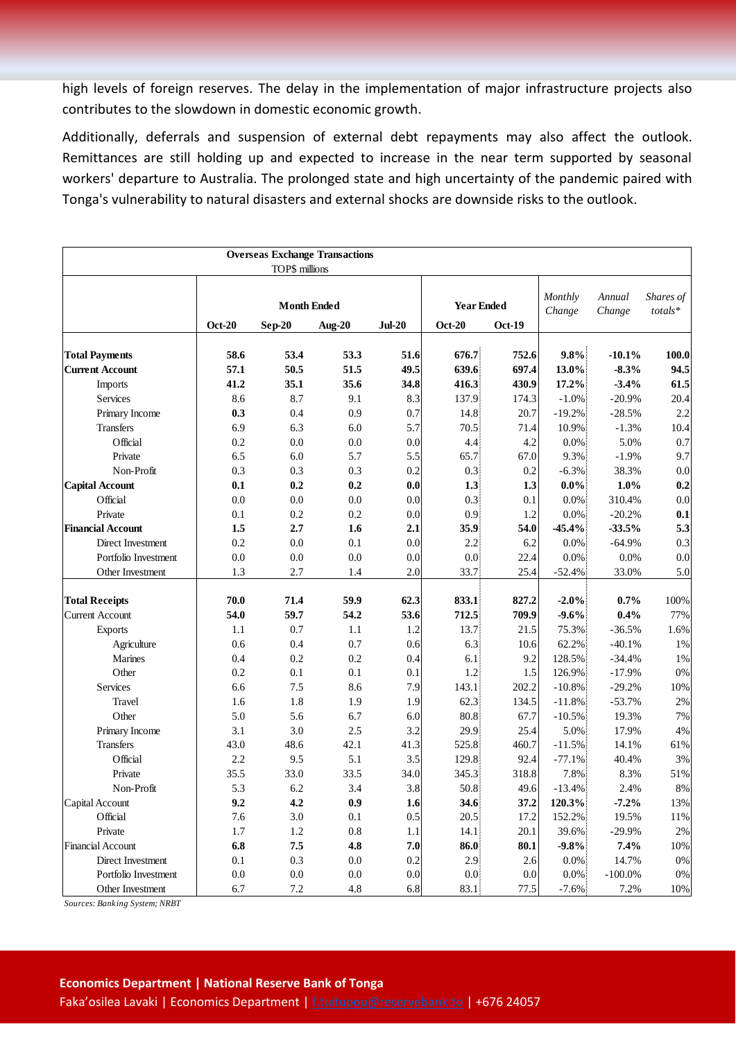high levels of foreign reserves. The delay in the implementation of major infrastructure projects also contributes to the slowdown in domestic economic growth.

Additionally, deferrals and suspension of external debt repayments may also affect the outlook. Remittances are still holding up and expected to increase in the near term supported by seasonal workers' departure to Australia. The prolonged state and high uncertainty of the pandemic paired with Tonga's vulnerability to natural disasters and external shocks are downside risks to the outlook.

**Overseas Exchange Transactions**
TOP$ millions

| | Month Ended | | | | Year Ended | | *Monthly Change* | *Annual Change* | *Shares of totals** |
|---|---|---|---|---|---|---|---|---|---|
| | **Oct-20** | **Sep-20** | **Aug-20** | **Jul-20** | **Oct-20** | **Oct-19** | | | |
| **Total Payments** | **58.6** | **53.4** | **53.3** | **51.6** | **676.7** | **752.6** | **9.8%** | **-10.1%** | **100.0** |
| **Current Account** | **57.1** | **50.5** | **51.5** | **49.5** | **639.6** | **697.4** | **13.0%** | **-8.3%** | **94.5** |
| Imports | **41.2** | 35.1 | 35.6 | 34.8 | 416.3 | 430.9 | **17.2%** | **-3.4%** | **61.5** |
| Services | 8.6 | 8.7 | 9.1 | 8.3 | 137.9 | 174.3 | -1.0% | -20.9% | 20.4 |
| Primary Income | **0.3** | 0.4 | 0.9 | 0.7 | 14.8 | 20.7 | -19.2% | -28.5% | 2.2 |
| Transfers | 6.9 | 6.3 | 6.0 | 5.7 | 70.5 | 71.4 | 10.9% | -1.3% | 10.4 |
| Official | 0.2 | 0.0 | 0.0 | 0.0 | 4.4 | 4.2 | 0.0% | 5.0% | 0.7 |
| Private | 6.5 | 6.0 | 5.7 | 5.5 | 65.7 | 67.0 | 9.3% | -1.9% | 9.7 |
| Non-Profit | 0.3 | 0.3 | 0.3 | 0.2 | 0.3 | 0.2 | -6.3% | 38.3% | 0.0 |
| **Capital Account** | **0.1** | **0.2** | **0.2** | **0.0** | **1.3** | **1.3** | **0.0%** | **1.0%** | **0.2** |
| Official | 0.0 | 0.0 | 0.0 | 0.0 | 0.3 | 0.1 | 0.0% | 310.4% | 0.0 |
| Private | 0.1 | 0.2 | 0.2 | 0.0 | 0.9 | 1.2 | 0.0% | -20.2% | **0.1** |
| **Financial Account** | **1.5** | **2.7** | **1.6** | **2.1** | **35.9** | **54.0** | **-45.4%** | **-33.5%** | **5.3** |
| Direct Investment | 0.2 | 0.0 | 0.1 | 0.0 | 2.2 | 6.2 | 0.0% | -64.9% | 0.3 |
| Portfolio Investment | 0.0 | 0.0 | 0.0 | 0.0 | 0.0 | 22.4 | 0.0% | 0.0% | 0.0 |
| Other Investment | 1.3 | 2.7 | 1.4 | 2.0 | 33.7 | 25.4 | -52.4% | 33.0% | 5.0 |
| **Total Receipts** | **70.0** | **71.4** | **59.9** | **62.3** | **833.1** | **827.2** | **-2.0%** | **0.7%** | 100% |
| Current Account | **54.0** | **59.7** | **54.2** | **53.6** | **712.5** | **709.9** | **-9.6%** | **0.4%** | 77% |
| Exports | 1.1 | 0.7 | 1.1 | 1.2 | 13.7 | 21.5 | 75.3% | -36.5% | 1.6% |
| Agriculture | 0.6 | 0.4 | 0.7 | 0.6 | 6.3 | 10.6 | 62.2% | -40.1% | 1% |
| Marines | 0.4 | 0.2 | 0.2 | 0.4 | 6.1 | 9.2 | 128.5% | -34.4% | 1% |
| Other | 0.2 | 0.1 | 0.1 | 0.1 | 1.2 | 1.5 | 126.9% | -17.9% | 0% |
| Services | 6.6 | 7.5 | 8.6 | 7.9 | 143.1 | 202.2 | -10.8% | -29.2% | 10% |
| Travel | 1.6 | 1.8 | 1.9 | 1.9 | 62.3 | 134.5 | -11.8% | -53.7% | 2% |
| Other | 5.0 | 5.6 | 6.7 | 6.0 | 80.8 | 67.7 | -10.5% | 19.3% | 7% |
| Primary Income | 3.1 | 3.0 | 2.5 | 3.2 | 29.9 | 25.4 | 5.0% | 17.9% | 4% |
| Transfers | 43.0 | 48.6 | 42.1 | 41.3 | 525.8 | 460.7 | -11.5% | 14.1% | 61% |
| Official | 2.2 | 9.5 | 5.1 | 3.5 | 129.8 | 92.4 | -77.1% | 40.4% | 3% |
| Private | 35.5 | 33.0 | 33.5 | 34.0 | 345.3 | 318.8 | 7.8% | 8.3% | 51% |
| Non-Profit | 5.3 | 6.2 | 3.4 | 3.8 | 50.8 | 49.6 | -13.4% | 2.4% | 8% |
| Capital Account | **9.2** | **4.2** | **0.9** | **1.6** | **34.6** | **37.2** | **120.3%** | **-7.2%** | 13% |
| Official | 7.6 | 3.0 | 0.1 | 0.5 | 20.5 | 17.2 | 152.2% | 19.5% | 11% |
| Private | 1.7 | 1.2 | 0.8 | 1.1 | 14.1 | 20.1 | 39.6% | -29.9% | 2% |
| Financial Account | **6.8** | **7.5** | **4.8** | **7.0** | **86.0** | **80.1** | **-9.8%** | **7.4%** | 10% |
| Direct Investment | 0.1 | 0.3 | 0.0 | 0.2 | 2.9 | 2.6 | 0.0% | 14.7% | 0% |
| Portfolio Investment | 0.0 | 0.0 | 0.0 | 0.0 | 0.0 | 0.0 | 0.0% | -100.0% | 0% |
| Other Investment | 6.7 | 7.2 | 4.8 | 6.8 | 83.1 | 77.5 | -7.6% | 7.2% | 10% |

*Sources: Banking System; NRBT*

**Economics Department | National Reserve Bank of Tonga**

Faka'osilea Lavaki | Economics Department | f.tuitupou@reservebank.to | +676 24057